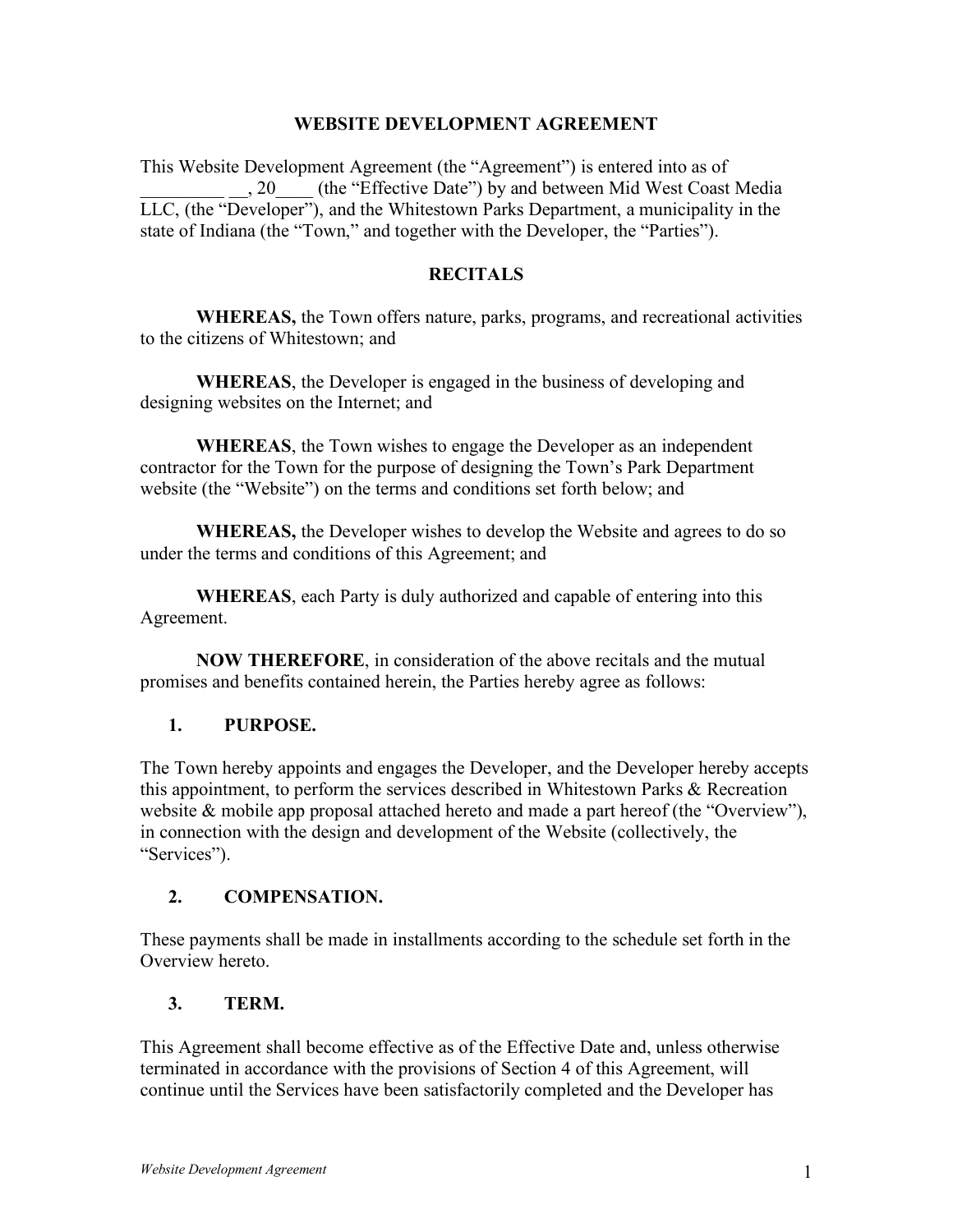# WEBSITE DEVELOPMENT AGREEMENT

This Website Development Agreement (the "Agreement") is entered into as of _________ __, 20____ (the "Effective Date") by and between Mid West Coast Media LLC, (the "Developer"), and the Whitestown Parks Department, a municipality in the state of Indiana (the "Town," and together with the Developer, the "Parties").

## RECITALS

**WHEREAS,** the Town offers nature, parks, programs, and recreational activities to the citizens of Whitestown; and

**WHEREAS**, the Developer is engaged in the business of developing and designing websites on the Internet; and

**WHEREAS**, the Town wishes to engage the Developer as an independent contractor for the Town for the purpose of designing the Town's Park Department website (the "Website") on the terms and conditions set forth below; and

**WHEREAS,** the Developer wishes to develop the Website and agrees to do so under the terms and conditions of this Agreement; and

**WHEREAS**, each Party is duly authorized and capable of entering into this Agreement.

**NOW THEREFORE**, in consideration of the above recitals and the mutual promises and benefits contained herein, the Parties hereby agree as follows:

## 1. PURPOSE.

The Town hereby appoints and engages the Developer, and the Developer hereby accepts this appointment, to perform the services described in Whitestown Parks & Recreation website & mobile app proposal attached hereto and made a part hereof (the "Overview"), in connection with the design and development of the Website (collectively, the "Services").

## 2. COMPENSATION.

These payments shall be made in installments according to the schedule set forth in the Overview hereto.

## 3. TERM.

This Agreement shall become effective as of the Effective Date and, unless otherwise terminated in accordance with the provisions of Section 4 of this Agreement, will continue until the Services have been satisfactorily completed and the Developer has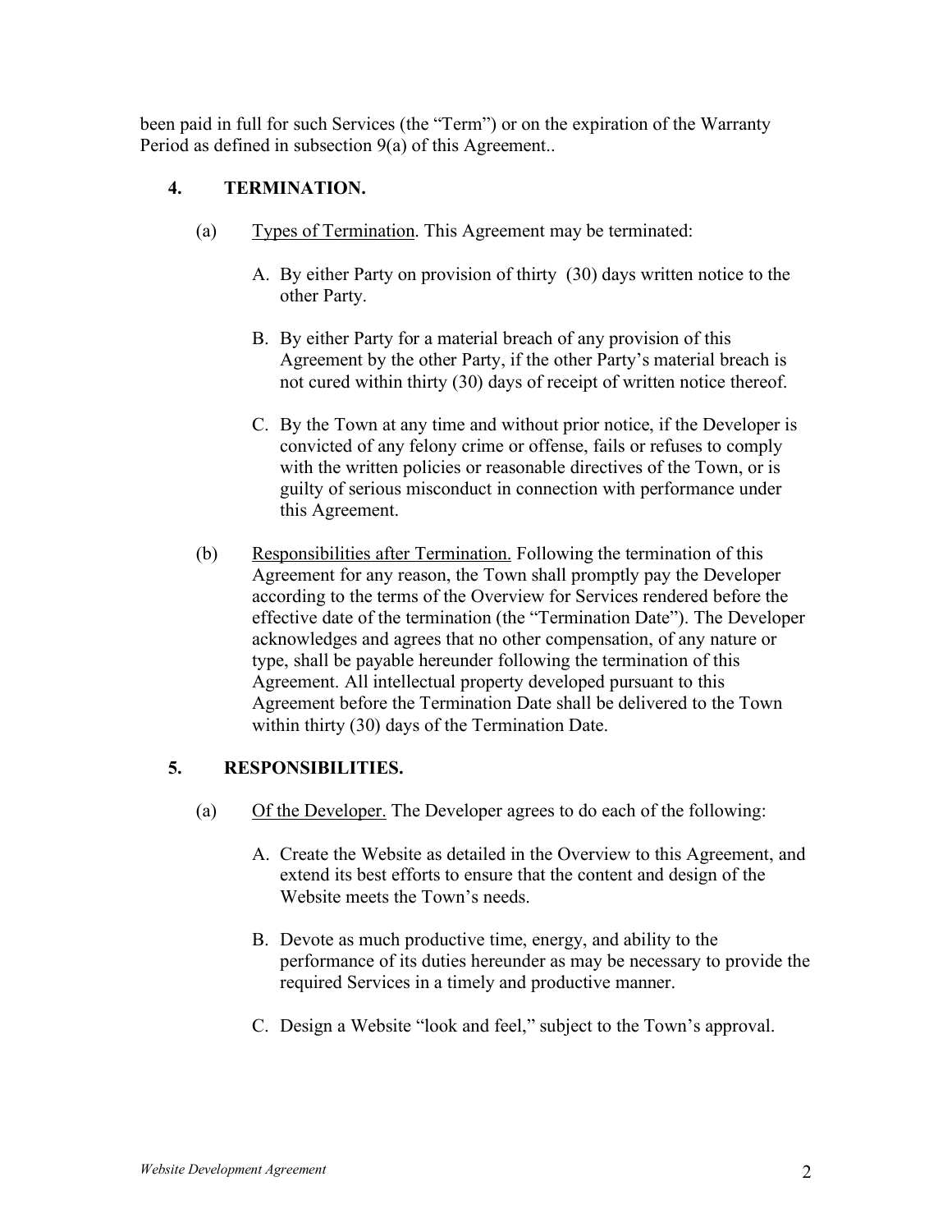been paid in full for such Services (the "Term") or on the expiration of the Warranty Period as defined in subsection 9(a) of this Agreement..

## 4. TERMINATION.

(a) Types of Termination. This Agreement may be terminated:

A. By either Party on provision of thirty (30) days written notice to the other Party.

B. By either Party for a material breach of any provision of this Agreement by the other Party, if the other Party's material breach is not cured within thirty (30) days of receipt of written notice thereof.

C. By the Town at any time and without prior notice, if the Developer is convicted of any felony crime or offense, fails or refuses to comply with the written policies or reasonable directives of the Town, or is guilty of serious misconduct in connection with performance under this Agreement.

(b) Responsibilities after Termination. Following the termination of this Agreement for any reason, the Town shall promptly pay the Developer according to the terms of the Overview for Services rendered before the effective date of the termination (the "Termination Date"). The Developer acknowledges and agrees that no other compensation, of any nature or type, shall be payable hereunder following the termination of this Agreement. All intellectual property developed pursuant to this Agreement before the Termination Date shall be delivered to the Town within thirty (30) days of the Termination Date.

## 5. RESPONSIBILITIES.

(a) Of the Developer. The Developer agrees to do each of the following:

A. Create the Website as detailed in the Overview to this Agreement, and extend its best efforts to ensure that the content and design of the Website meets the Town's needs.

B. Devote as much productive time, energy, and ability to the performance of its duties hereunder as may be necessary to provide the required Services in a timely and productive manner.

C. Design a Website "look and feel," subject to the Town's approval.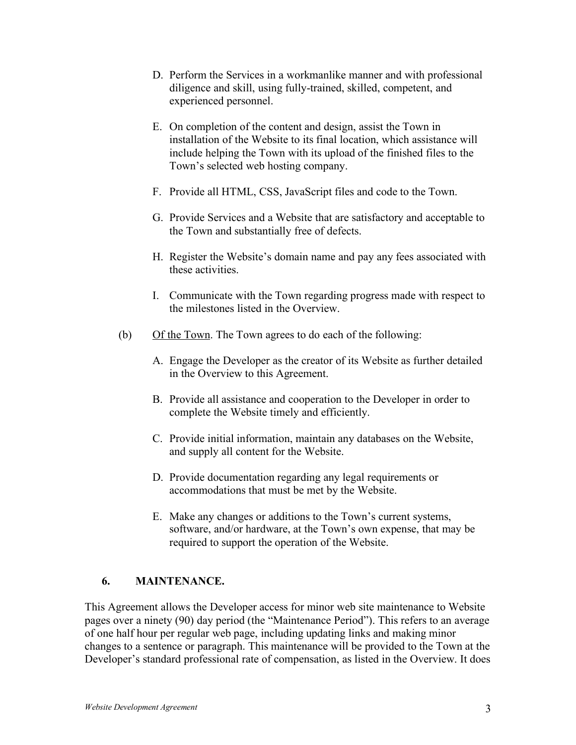D. Perform the Services in a workmanlike manner and with professional diligence and skill, using fully-trained, skilled, competent, and experienced personnel.

E. On completion of the content and design, assist the Town in installation of the Website to its final location, which assistance will include helping the Town with its upload of the finished files to the Town's selected web hosting company.

F. Provide all HTML, CSS, JavaScript files and code to the Town.

G. Provide Services and a Website that are satisfactory and acceptable to the Town and substantially free of defects.

H. Register the Website's domain name and pay any fees associated with these activities.

I. Communicate with the Town regarding progress made with respect to the milestones listed in the Overview.

(b) Of the Town. The Town agrees to do each of the following:

A. Engage the Developer as the creator of its Website as further detailed in the Overview to this Agreement.

B. Provide all assistance and cooperation to the Developer in order to complete the Website timely and efficiently.

C. Provide initial information, maintain any databases on the Website, and supply all content for the Website.

D. Provide documentation regarding any legal requirements or accommodations that must be met by the Website.

E. Make any changes or additions to the Town's current systems, software, and/or hardware, at the Town's own expense, that may be required to support the operation of the Website.

## 6. MAINTENANCE.

This Agreement allows the Developer access for minor web site maintenance to Website pages over a ninety (90) day period (the "Maintenance Period"). This refers to an average of one half hour per regular web page, including updating links and making minor changes to a sentence or paragraph. This maintenance will be provided to the Town at the Developer's standard professional rate of compensation, as listed in the Overview. It does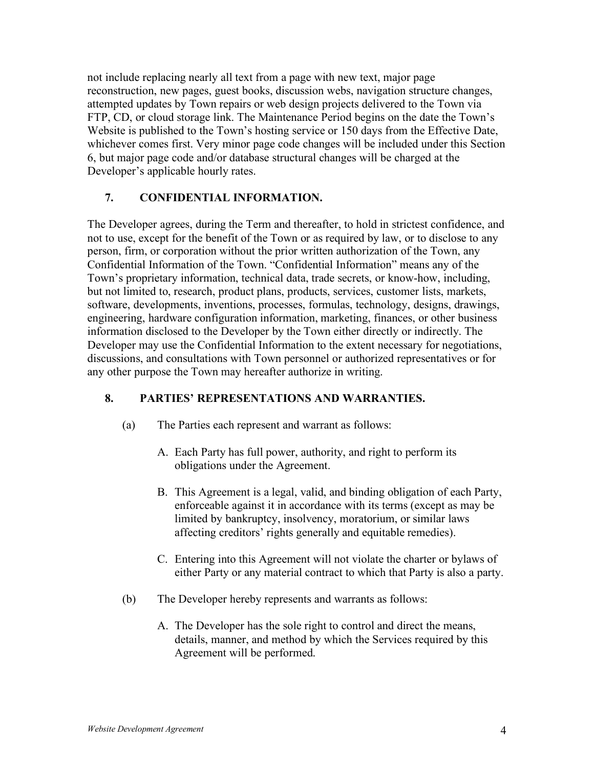not include replacing nearly all text from a page with new text, major page reconstruction, new pages, guest books, discussion webs, navigation structure changes, attempted updates by Town repairs or web design projects delivered to the Town via FTP, CD, or cloud storage link. The Maintenance Period begins on the date the Town's Website is published to the Town's hosting service or 150 days from the Effective Date, whichever comes first. Very minor page code changes will be included under this Section 6, but major page code and/or database structural changes will be charged at the Developer's applicable hourly rates.

## 7. CONFIDENTIAL INFORMATION.

The Developer agrees, during the Term and thereafter, to hold in strictest confidence, and not to use, except for the benefit of the Town or as required by law, or to disclose to any person, firm, or corporation without the prior written authorization of the Town, any Confidential Information of the Town. "Confidential Information" means any of the Town's proprietary information, technical data, trade secrets, or know-how, including, but not limited to, research, product plans, products, services, customer lists, markets, software, developments, inventions, processes, formulas, technology, designs, drawings, engineering, hardware configuration information, marketing, finances, or other business information disclosed to the Developer by the Town either directly or indirectly. The Developer may use the Confidential Information to the extent necessary for negotiations, discussions, and consultations with Town personnel or authorized representatives or for any other purpose the Town may hereafter authorize in writing.

## 8. PARTIES' REPRESENTATIONS AND WARRANTIES.

(a) The Parties each represent and warrant as follows:

A. Each Party has full power, authority, and right to perform its obligations under the Agreement.

B. This Agreement is a legal, valid, and binding obligation of each Party, enforceable against it in accordance with its terms (except as may be limited by bankruptcy, insolvency, moratorium, or similar laws affecting creditors' rights generally and equitable remedies).

C. Entering into this Agreement will not violate the charter or bylaws of either Party or any material contract to which that Party is also a party.

(b) The Developer hereby represents and warrants as follows:

A. The Developer has the sole right to control and direct the means, details, manner, and method by which the Services required by this Agreement will be performed.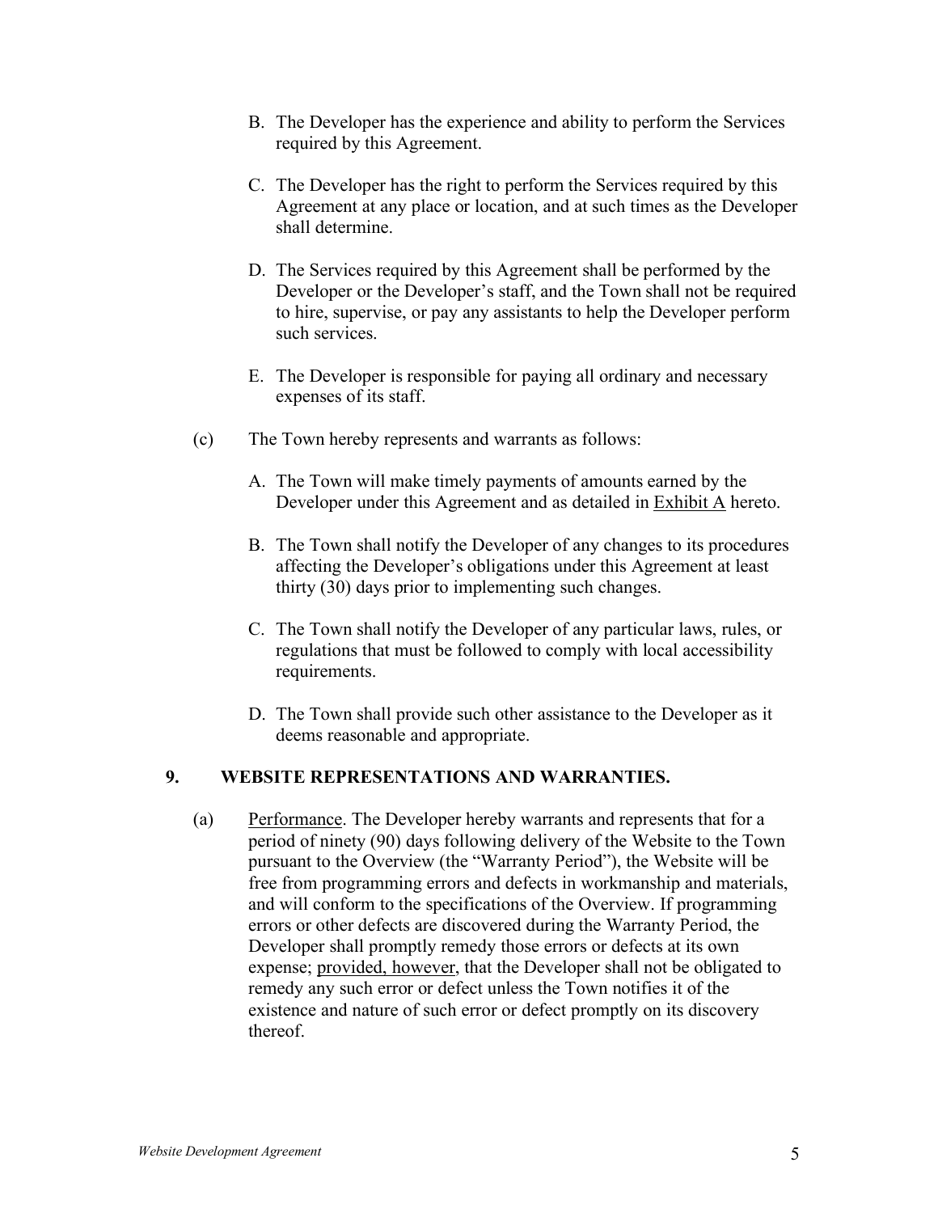B. The Developer has the experience and ability to perform the Services required by this Agreement.

C. The Developer has the right to perform the Services required by this Agreement at any place or location, and at such times as the Developer shall determine.

D. The Services required by this Agreement shall be performed by the Developer or the Developer's staff, and the Town shall not be required to hire, supervise, or pay any assistants to help the Developer perform such services.

E. The Developer is responsible for paying all ordinary and necessary expenses of its staff.

(c) The Town hereby represents and warrants as follows:

A. The Town will make timely payments of amounts earned by the Developer under this Agreement and as detailed in <u>Exhibit A</u> hereto.

B. The Town shall notify the Developer of any changes to its procedures affecting the Developer's obligations under this Agreement at least thirty (30) days prior to implementing such changes.

C. The Town shall notify the Developer of any particular laws, rules, or regulations that must be followed to comply with local accessibility requirements.

D. The Town shall provide such other assistance to the Developer as it deems reasonable and appropriate.

## 9. WEBSITE REPRESENTATIONS AND WARRANTIES.

(a) <u>Performance</u>. The Developer hereby warrants and represents that for a period of ninety (90) days following delivery of the Website to the Town pursuant to the Overview (the "Warranty Period"), the Website will be free from programming errors and defects in workmanship and materials, and will conform to the specifications of the Overview. If programming errors or other defects are discovered during the Warranty Period, the Developer shall promptly remedy those errors or defects at its own expense; <u>provided, however</u>, that the Developer shall not be obligated to remedy any such error or defect unless the Town notifies it of the existence and nature of such error or defect promptly on its discovery thereof.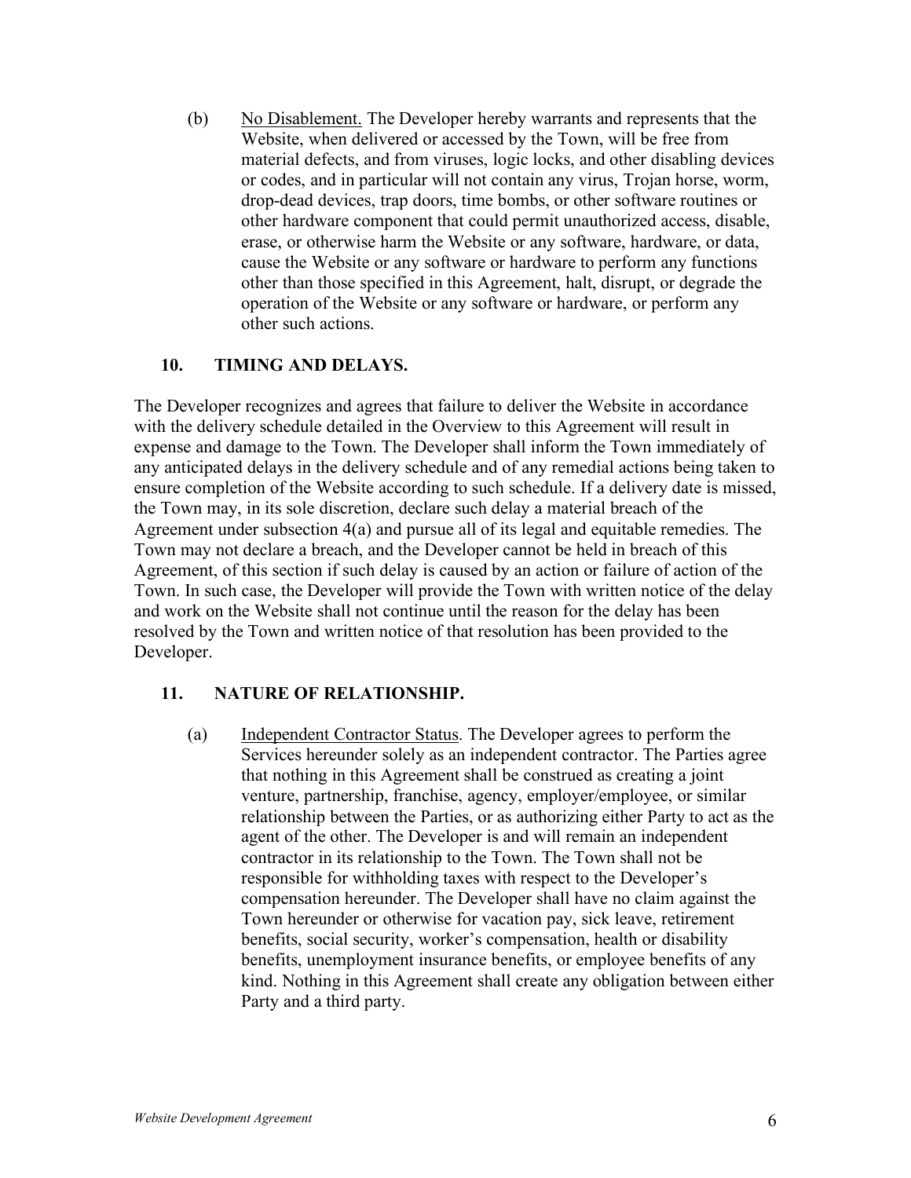(b) <u>No Disablement.</u> The Developer hereby warrants and represents that the Website, when delivered or accessed by the Town, will be free from material defects, and from viruses, logic locks, and other disabling devices or codes, and in particular will not contain any virus, Trojan horse, worm, drop-dead devices, trap doors, time bombs, or other software routines or other hardware component that could permit unauthorized access, disable, erase, or otherwise harm the Website or any software, hardware, or data, cause the Website or any software or hardware to perform any functions other than those specified in this Agreement, halt, disrupt, or degrade the operation of the Website or any software or hardware, or perform any other such actions.

## 10. TIMING AND DELAYS.

The Developer recognizes and agrees that failure to deliver the Website in accordance with the delivery schedule detailed in the Overview to this Agreement will result in expense and damage to the Town. The Developer shall inform the Town immediately of any anticipated delays in the delivery schedule and of any remedial actions being taken to ensure completion of the Website according to such schedule. If a delivery date is missed, the Town may, in its sole discretion, declare such delay a material breach of the Agreement under subsection 4(a) and pursue all of its legal and equitable remedies. The Town may not declare a breach, and the Developer cannot be held in breach of this Agreement, of this section if such delay is caused by an action or failure of action of the Town. In such case, the Developer will provide the Town with written notice of the delay and work on the Website shall not continue until the reason for the delay has been resolved by the Town and written notice of that resolution has been provided to the Developer.

## 11. NATURE OF RELATIONSHIP.

(a) <u>Independent Contractor Status</u>. The Developer agrees to perform the Services hereunder solely as an independent contractor. The Parties agree that nothing in this Agreement shall be construed as creating a joint venture, partnership, franchise, agency, employer/employee, or similar relationship between the Parties, or as authorizing either Party to act as the agent of the other. The Developer is and will remain an independent contractor in its relationship to the Town. The Town shall not be responsible for withholding taxes with respect to the Developer's compensation hereunder. The Developer shall have no claim against the Town hereunder or otherwise for vacation pay, sick leave, retirement benefits, social security, worker's compensation, health or disability benefits, unemployment insurance benefits, or employee benefits of any kind. Nothing in this Agreement shall create any obligation between either Party and a third party.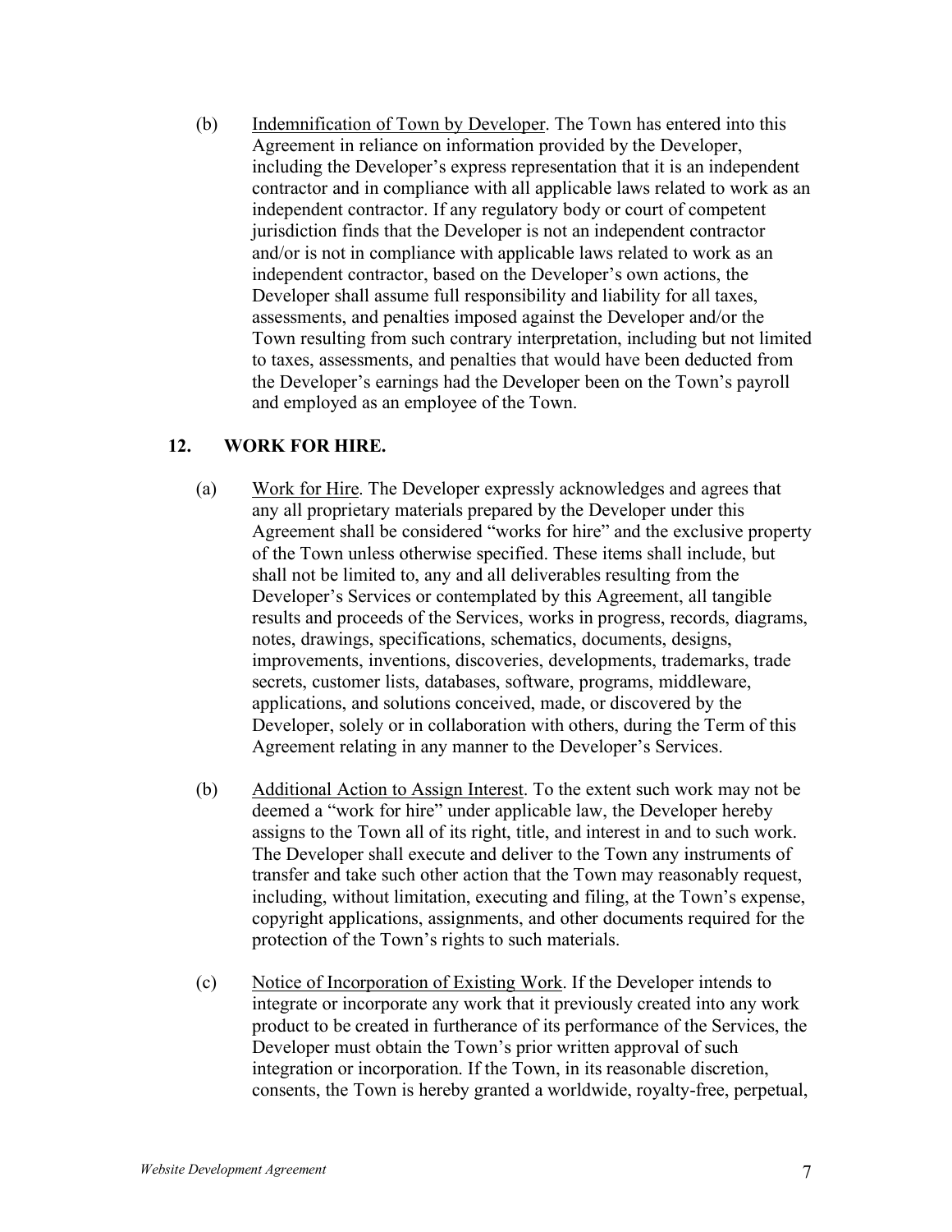(b) <u>Indemnification of Town by Developer</u>. The Town has entered into this Agreement in reliance on information provided by the Developer, including the Developer's express representation that it is an independent contractor and in compliance with all applicable laws related to work as an independent contractor. If any regulatory body or court of competent jurisdiction finds that the Developer is not an independent contractor and/or is not in compliance with applicable laws related to work as an independent contractor, based on the Developer's own actions, the Developer shall assume full responsibility and liability for all taxes, assessments, and penalties imposed against the Developer and/or the Town resulting from such contrary interpretation, including but not limited to taxes, assessments, and penalties that would have been deducted from the Developer's earnings had the Developer been on the Town's payroll and employed as an employee of the Town.

## 12. WORK FOR HIRE.

(a) <u>Work for Hire</u>. The Developer expressly acknowledges and agrees that any all proprietary materials prepared by the Developer under this Agreement shall be considered "works for hire" and the exclusive property of the Town unless otherwise specified. These items shall include, but shall not be limited to, any and all deliverables resulting from the Developer's Services or contemplated by this Agreement, all tangible results and proceeds of the Services, works in progress, records, diagrams, notes, drawings, specifications, schematics, documents, designs, improvements, inventions, discoveries, developments, trademarks, trade secrets, customer lists, databases, software, programs, middleware, applications, and solutions conceived, made, or discovered by the Developer, solely or in collaboration with others, during the Term of this Agreement relating in any manner to the Developer's Services.

(b) <u>Additional Action to Assign Interest</u>. To the extent such work may not be deemed a "work for hire" under applicable law, the Developer hereby assigns to the Town all of its right, title, and interest in and to such work. The Developer shall execute and deliver to the Town any instruments of transfer and take such other action that the Town may reasonably request, including, without limitation, executing and filing, at the Town's expense, copyright applications, assignments, and other documents required for the protection of the Town's rights to such materials.

(c) <u>Notice of Incorporation of Existing Work</u>. If the Developer intends to integrate or incorporate any work that it previously created into any work product to be created in furtherance of its performance of the Services, the Developer must obtain the Town's prior written approval of such integration or incorporation. If the Town, in its reasonable discretion, consents, the Town is hereby granted a worldwide, royalty-free, perpetual,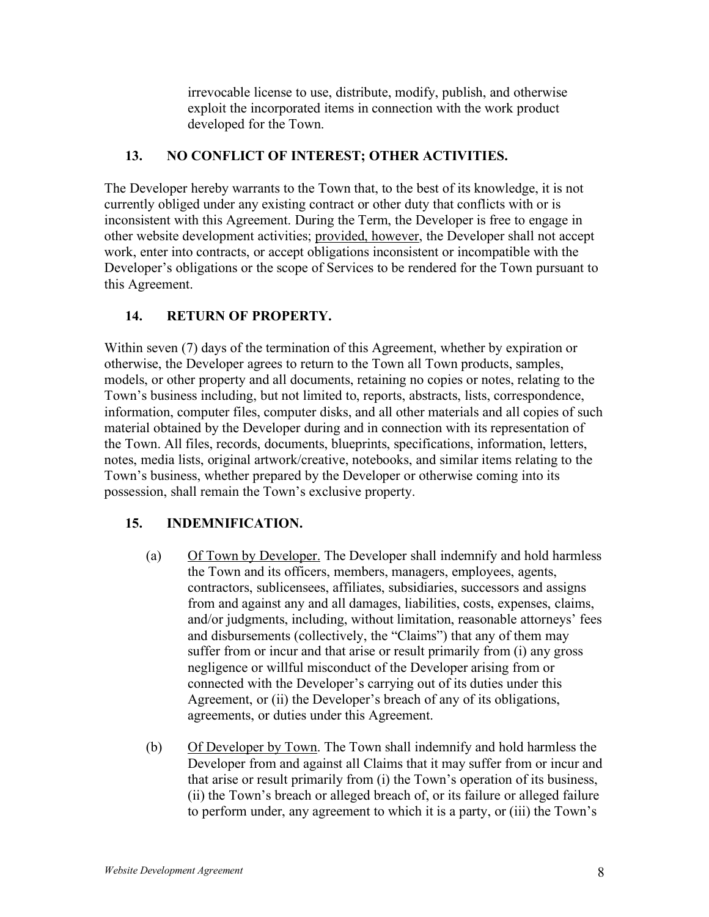irrevocable license to use, distribute, modify, publish, and otherwise exploit the incorporated items in connection with the work product developed for the Town.

## 13. NO CONFLICT OF INTEREST; OTHER ACTIVITIES.

The Developer hereby warrants to the Town that, to the best of its knowledge, it is not currently obliged under any existing contract or other duty that conflicts with or is inconsistent with this Agreement. During the Term, the Developer is free to engage in other website development activities; provided, however, the Developer shall not accept work, enter into contracts, or accept obligations inconsistent or incompatible with the Developer's obligations or the scope of Services to be rendered for the Town pursuant to this Agreement.

## 14. RETURN OF PROPERTY.

Within seven (7) days of the termination of this Agreement, whether by expiration or otherwise, the Developer agrees to return to the Town all Town products, samples, models, or other property and all documents, retaining no copies or notes, relating to the Town's business including, but not limited to, reports, abstracts, lists, correspondence, information, computer files, computer disks, and all other materials and all copies of such material obtained by the Developer during and in connection with its representation of the Town. All files, records, documents, blueprints, specifications, information, letters, notes, media lists, original artwork/creative, notebooks, and similar items relating to the Town's business, whether prepared by the Developer or otherwise coming into its possession, shall remain the Town's exclusive property.

## 15. INDEMNIFICATION.

(a) Of Town by Developer. The Developer shall indemnify and hold harmless the Town and its officers, members, managers, employees, agents, contractors, sublicensees, affiliates, subsidiaries, successors and assigns from and against any and all damages, liabilities, costs, expenses, claims, and/or judgments, including, without limitation, reasonable attorneys' fees and disbursements (collectively, the "Claims") that any of them may suffer from or incur and that arise or result primarily from (i) any gross negligence or willful misconduct of the Developer arising from or connected with the Developer's carrying out of its duties under this Agreement, or (ii) the Developer's breach of any of its obligations, agreements, or duties under this Agreement.

(b) Of Developer by Town. The Town shall indemnify and hold harmless the Developer from and against all Claims that it may suffer from or incur and that arise or result primarily from (i) the Town's operation of its business, (ii) the Town's breach or alleged breach of, or its failure or alleged failure to perform under, any agreement to which it is a party, or (iii) the Town's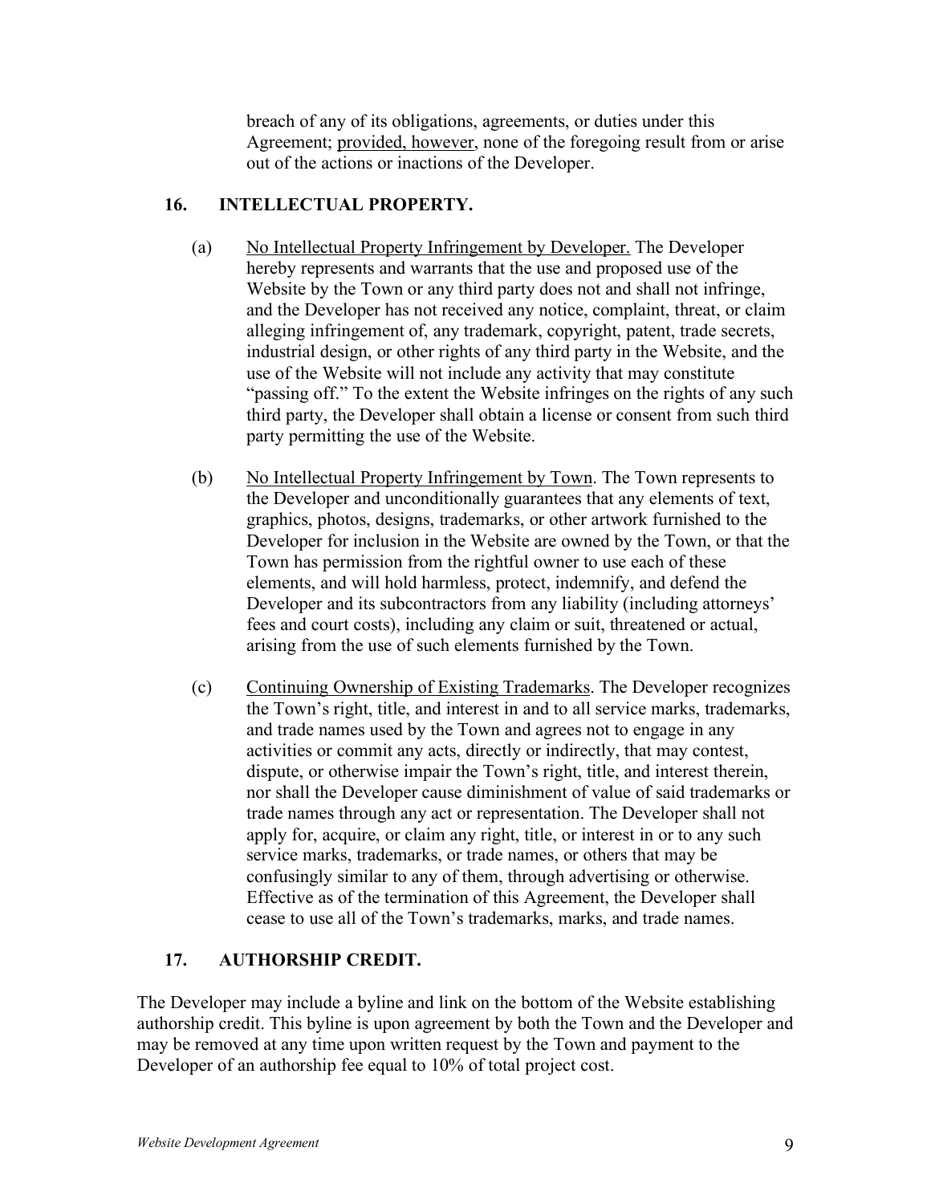breach of any of its obligations, agreements, or duties under this Agreement; provided, however, none of the foregoing result from or arise out of the actions or inactions of the Developer.

## 16. INTELLECTUAL PROPERTY.

(a) No Intellectual Property Infringement by Developer. The Developer hereby represents and warrants that the use and proposed use of the Website by the Town or any third party does not and shall not infringe, and the Developer has not received any notice, complaint, threat, or claim alleging infringement of, any trademark, copyright, patent, trade secrets, industrial design, or other rights of any third party in the Website, and the use of the Website will not include any activity that may constitute "passing off." To the extent the Website infringes on the rights of any such third party, the Developer shall obtain a license or consent from such third party permitting the use of the Website.

(b) No Intellectual Property Infringement by Town. The Town represents to the Developer and unconditionally guarantees that any elements of text, graphics, photos, designs, trademarks, or other artwork furnished to the Developer for inclusion in the Website are owned by the Town, or that the Town has permission from the rightful owner to use each of these elements, and will hold harmless, protect, indemnify, and defend the Developer and its subcontractors from any liability (including attorneys' fees and court costs), including any claim or suit, threatened or actual, arising from the use of such elements furnished by the Town.

(c) Continuing Ownership of Existing Trademarks. The Developer recognizes the Town's right, title, and interest in and to all service marks, trademarks, and trade names used by the Town and agrees not to engage in any activities or commit any acts, directly or indirectly, that may contest, dispute, or otherwise impair the Town's right, title, and interest therein, nor shall the Developer cause diminishment of value of said trademarks or trade names through any act or representation. The Developer shall not apply for, acquire, or claim any right, title, or interest in or to any such service marks, trademarks, or trade names, or others that may be confusingly similar to any of them, through advertising or otherwise. Effective as of the termination of this Agreement, the Developer shall cease to use all of the Town's trademarks, marks, and trade names.

## 17. AUTHORSHIP CREDIT.

The Developer may include a byline and link on the bottom of the Website establishing authorship credit. This byline is upon agreement by both the Town and the Developer and may be removed at any time upon written request by the Town and payment to the Developer of an authorship fee equal to 10% of total project cost.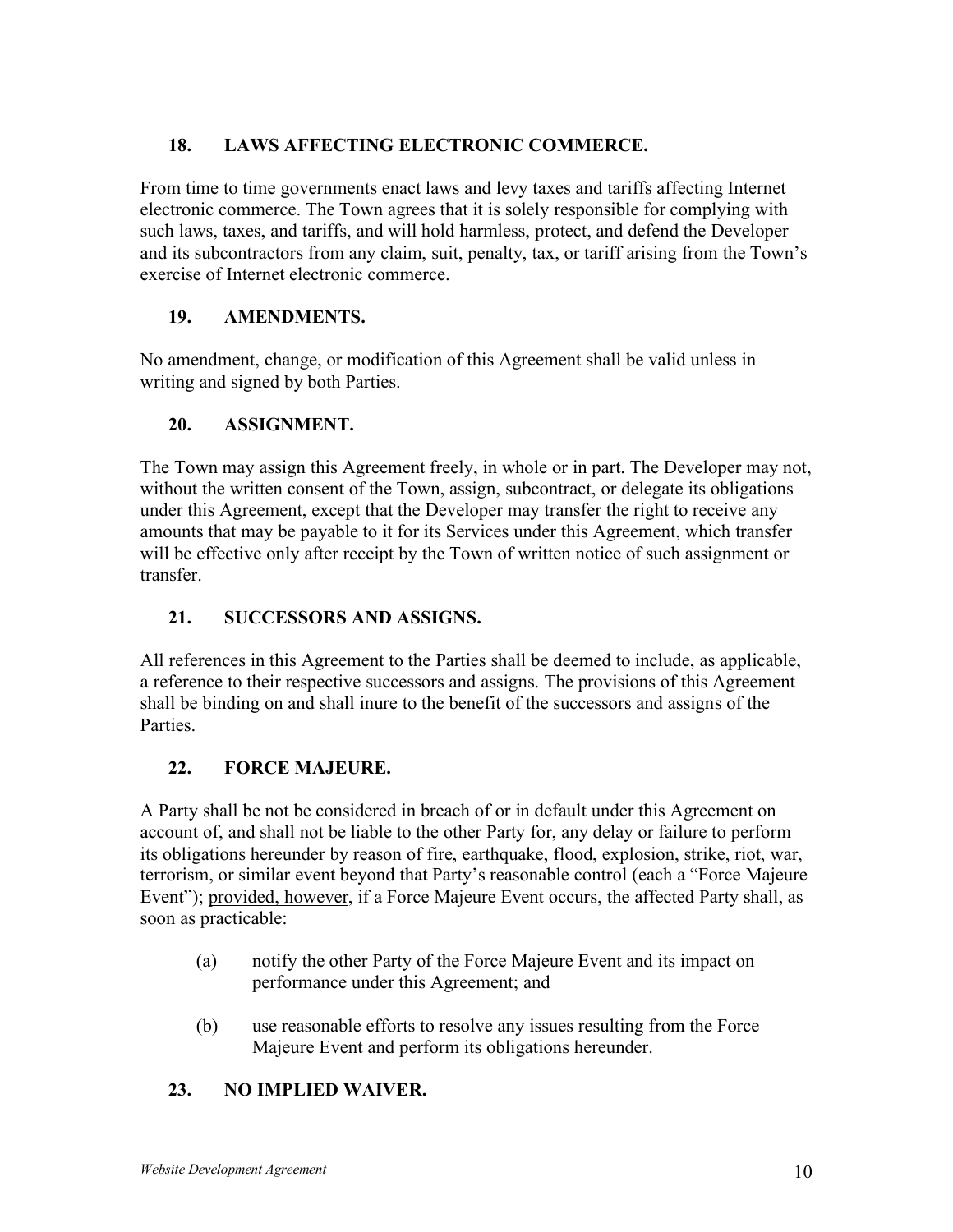## 18. LAWS AFFECTING ELECTRONIC COMMERCE.

From time to time governments enact laws and levy taxes and tariffs affecting Internet electronic commerce. The Town agrees that it is solely responsible for complying with such laws, taxes, and tariffs, and will hold harmless, protect, and defend the Developer and its subcontractors from any claim, suit, penalty, tax, or tariff arising from the Town's exercise of Internet electronic commerce.

## 19. AMENDMENTS.

No amendment, change, or modification of this Agreement shall be valid unless in writing and signed by both Parties.

## 20. ASSIGNMENT.

The Town may assign this Agreement freely, in whole or in part. The Developer may not, without the written consent of the Town, assign, subcontract, or delegate its obligations under this Agreement, except that the Developer may transfer the right to receive any amounts that may be payable to it for its Services under this Agreement, which transfer will be effective only after receipt by the Town of written notice of such assignment or transfer.

## 21. SUCCESSORS AND ASSIGNS.

All references in this Agreement to the Parties shall be deemed to include, as applicable, a reference to their respective successors and assigns. The provisions of this Agreement shall be binding on and shall inure to the benefit of the successors and assigns of the Parties.

## 22. FORCE MAJEURE.

A Party shall be not be considered in breach of or in default under this Agreement on account of, and shall not be liable to the other Party for, any delay or failure to perform its obligations hereunder by reason of fire, earthquake, flood, explosion, strike, riot, war, terrorism, or similar event beyond that Party's reasonable control (each a "Force Majeure Event"); provided, however, if a Force Majeure Event occurs, the affected Party shall, as soon as practicable:

(a) notify the other Party of the Force Majeure Event and its impact on performance under this Agreement; and

(b) use reasonable efforts to resolve any issues resulting from the Force Majeure Event and perform its obligations hereunder.

## 23. NO IMPLIED WAIVER.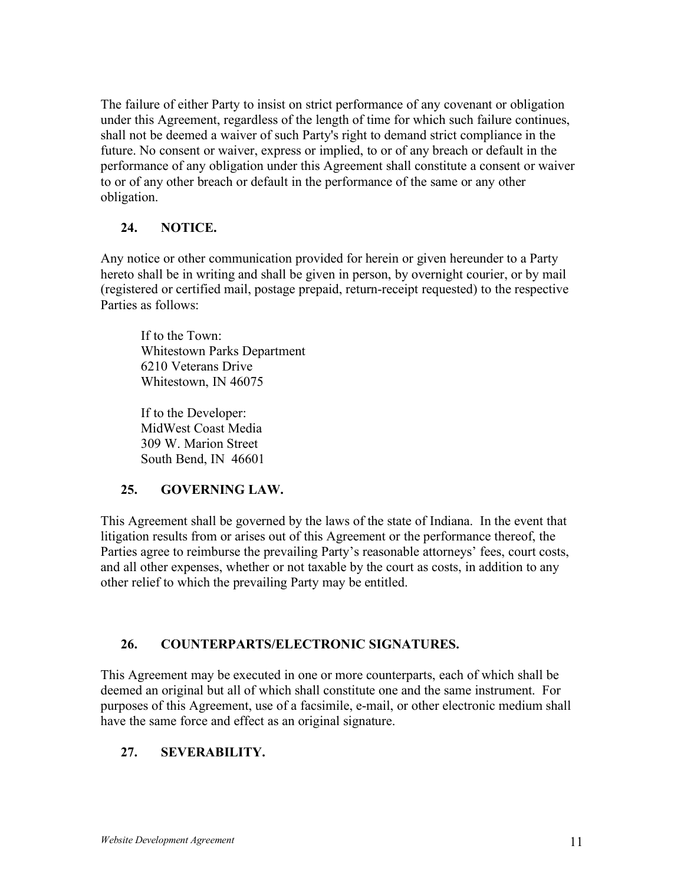The failure of either Party to insist on strict performance of any covenant or obligation under this Agreement, regardless of the length of time for which such failure continues, shall not be deemed a waiver of such Party's right to demand strict compliance in the future. No consent or waiver, express or implied, to or of any breach or default in the performance of any obligation under this Agreement shall constitute a consent or waiver to or of any other breach or default in the performance of the same or any other obligation.

## 24. NOTICE.

Any notice or other communication provided for herein or given hereunder to a Party hereto shall be in writing and shall be given in person, by overnight courier, or by mail (registered or certified mail, postage prepaid, return-receipt requested) to the respective Parties as follows:

If to the Town:
Whitestown Parks Department
6210 Veterans Drive
Whitestown, IN 46075

If to the Developer:
MidWest Coast Media
309 W. Marion Street
South Bend, IN 46601

## 25. GOVERNING LAW.

This Agreement shall be governed by the laws of the state of Indiana. In the event that litigation results from or arises out of this Agreement or the performance thereof, the Parties agree to reimburse the prevailing Party's reasonable attorneys' fees, court costs, and all other expenses, whether or not taxable by the court as costs, in addition to any other relief to which the prevailing Party may be entitled.

## 26. COUNTERPARTS/ELECTRONIC SIGNATURES.

This Agreement may be executed in one or more counterparts, each of which shall be deemed an original but all of which shall constitute one and the same instrument. For purposes of this Agreement, use of a facsimile, e-mail, or other electronic medium shall have the same force and effect as an original signature.

## 27. SEVERABILITY.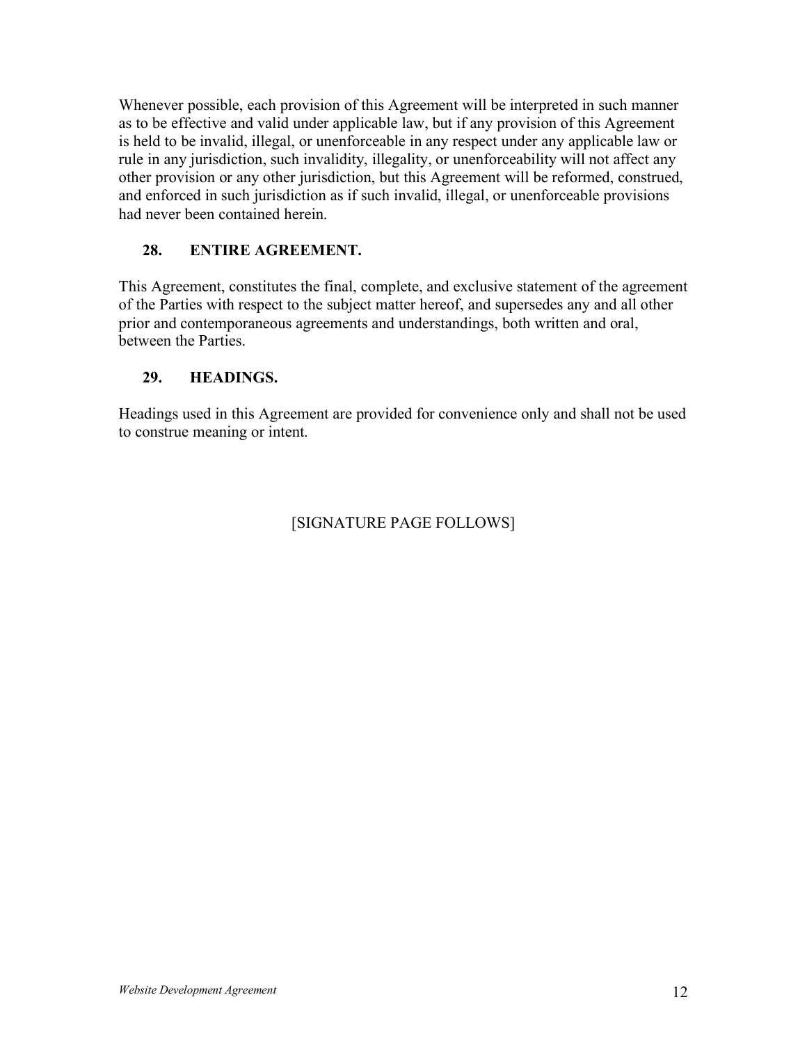Whenever possible, each provision of this Agreement will be interpreted in such manner as to be effective and valid under applicable law, but if any provision of this Agreement is held to be invalid, illegal, or unenforceable in any respect under any applicable law or rule in any jurisdiction, such invalidity, illegality, or unenforceability will not affect any other provision or any other jurisdiction, but this Agreement will be reformed, construed, and enforced in such jurisdiction as if such invalid, illegal, or unenforceable provisions had never been contained herein.

## 28. ENTIRE AGREEMENT.

This Agreement, constitutes the final, complete, and exclusive statement of the agreement of the Parties with respect to the subject matter hereof, and supersedes any and all other prior and contemporaneous agreements and understandings, both written and oral, between the Parties.

## 29. HEADINGS.

Headings used in this Agreement are provided for convenience only and shall not be used to construe meaning or intent.

[SIGNATURE PAGE FOLLOWS]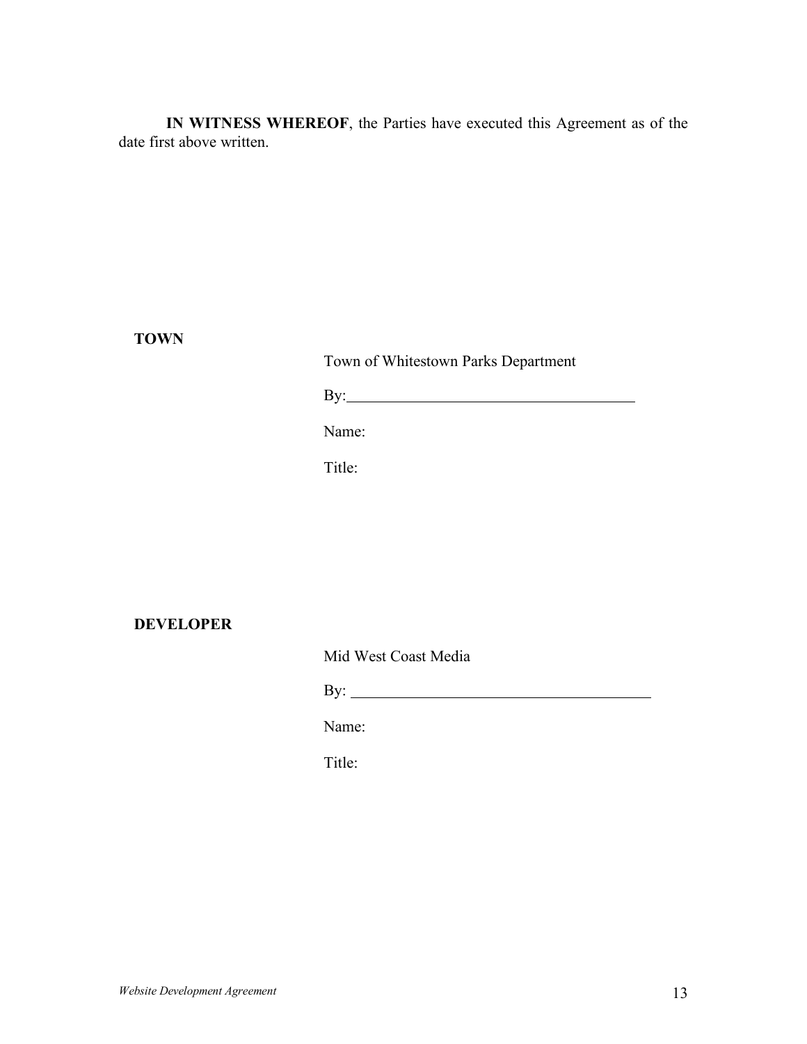**IN WITNESS WHEREOF**, the Parties have executed this Agreement as of the date first above written.

**TOWN**

Town of Whitestown Parks Department

By:______________________________________

Name:

Title:

**DEVELOPER**

Mid West Coast Media

By: ______________________________________

Name:

Title: